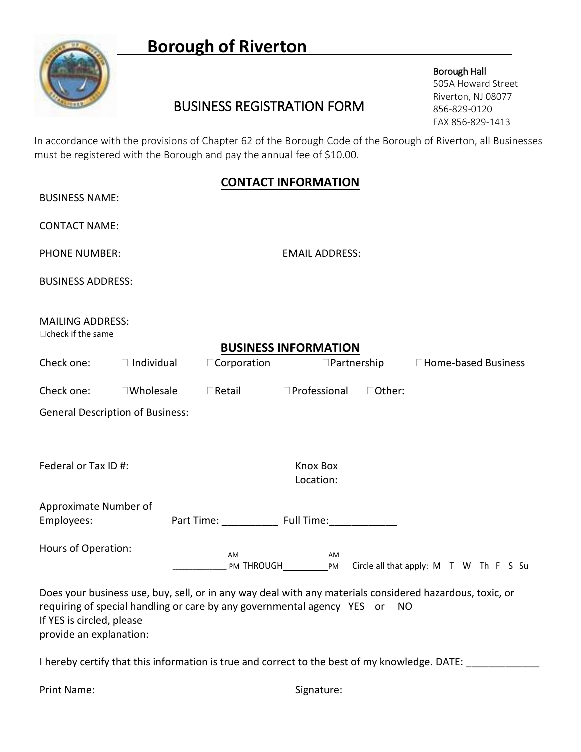# Borough of Riverton

Borough Hall
505A Howard Street
Riverton, NJ 08077
856-829-0120
FAX 856-829-1413

## BUSINESS REGISTRATION FORM

In accordance with the provisions of Chapter 62 of the Borough Code of the Borough of Riverton, all Businesses must be registered with the Borough and pay the annual fee of $10.00.

### CONTACT INFORMATION

BUSINESS NAME:

CONTACT NAME:

PHONE NUMBER: EMAIL ADDRESS:

BUSINESS ADDRESS:

MAILING ADDRESS:
☐ check if the same

### BUSINESS INFORMATION

Check one: ☐ Individual ☐ Corporation ☐ Partnership ☐ Home-based Business

Check one: ☐ Wholesale ☐ Retail ☐ Professional ☐ Other: ______________________

General Description of Business:

Federal or Tax ID #: Knox Box Location:

Approximate Number of Employees: Part Time: __________ Full Time: ____________

Hours of Operation: __________ AM/PM THROUGH _________ AM/PM Circle all that apply: M T W Th F S Su

Does your business use, buy, sell, or in any way deal with any materials considered hazardous, toxic, or requiring of special handling or care by any governmental agency YES or NO
If YES is circled, please provide an explanation:

I hereby certify that this information is true and correct to the best of my knowledge. DATE: _____________

Print Name: ______________________________ Signature: ______________________________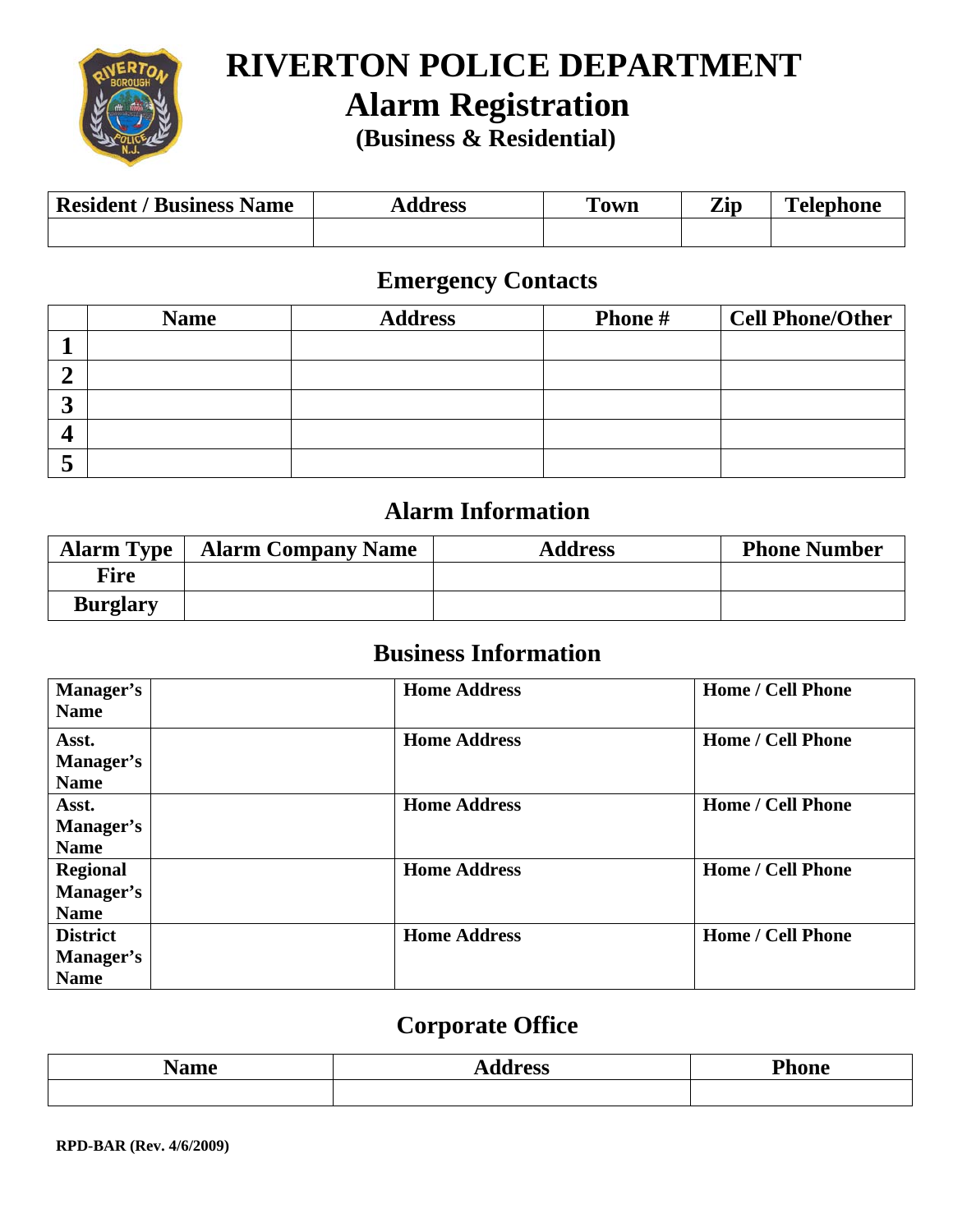# RIVERTON POLICE DEPARTMENT
## Alarm Registration
### (Business & Residential)

| Resident / Business Name | Address | Town | Zip | Telephone |
|---|---|---|---|---|
| | | | | |

## Emergency Contacts

| | Name | Address | Phone # | Cell Phone/Other |
|---|---|---|---|---|
| 1 | | | | |
| 2 | | | | |
| 3 | | | | |
| 4 | | | | |
| 5 | | | | |

## Alarm Information

| Alarm Type | Alarm Company Name | Address | Phone Number |
|---|---|---|---|
| Fire | | | |
| Burglary | | | |

## Business Information

| | | | |
|---|---|---|---|
| Manager's Name | | Home Address | Home / Cell Phone |
| Asst. Manager's Name | | Home Address | Home / Cell Phone |
| Asst. Manager's Name | | Home Address | Home / Cell Phone |
| Regional Manager's Name | | Home Address | Home / Cell Phone |
| District Manager's Name | | Home Address | Home / Cell Phone |

## Corporate Office

| Name | Address | Phone |
|---|---|---|
| | | |

RPD-BAR (Rev. 4/6/2009)